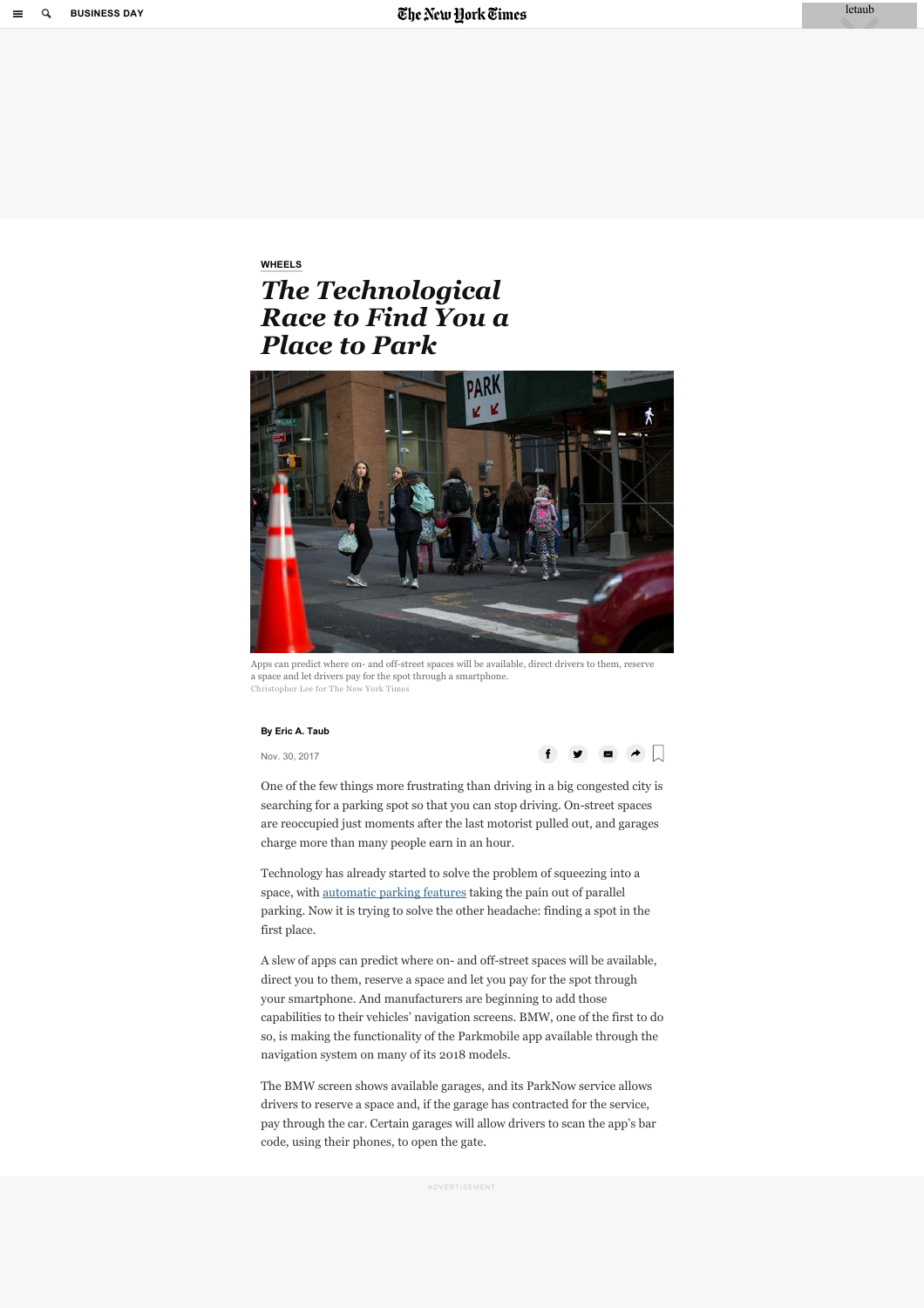WHEELS

# *The Technological Race to Find You a Place to Park*

Apps can predict where on- and off-street spaces will be available, direct drivers to them, reserve a space and let drivers pay for the spot through a smartphone.
Christopher Lee for The New York Times

**By Eric A. Taub**

Nov. 30, 2017

One of the few things more frustrating than driving in a big congested city is searching for a parking spot so that you can stop driving. On-street spaces are reoccupied just moments after the last motorist pulled out, and garages charge more than many people earn in an hour.

Technology has already started to solve the problem of squeezing into a space, with automatic parking features taking the pain out of parallel parking. Now it is trying to solve the other headache: finding a spot in the first place.

A slew of apps can predict where on- and off-street spaces will be available, direct you to them, reserve a space and let you pay for the spot through your smartphone. And manufacturers are beginning to add those capabilities to their vehicles' navigation screens. BMW, one of the first to do so, is making the functionality of the Parkmobile app available through the navigation system on many of its 2018 models.

The BMW screen shows available garages, and its ParkNow service allows drivers to reserve a space and, if the garage has contracted for the service, pay through the car. Certain garages will allow drivers to scan the app's bar code, using their phones, to open the gate.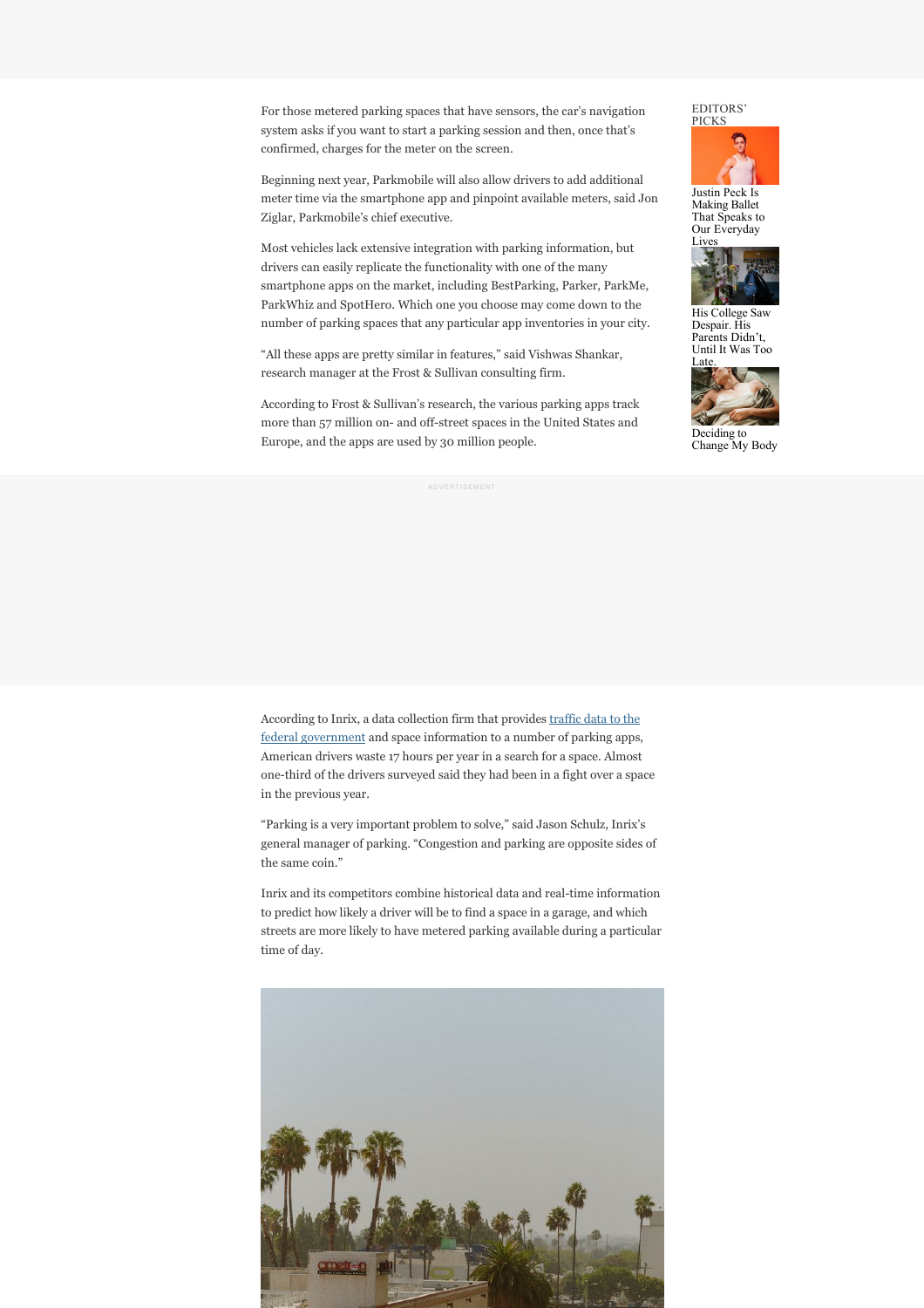For those metered parking spaces that have sensors, the car's navigation system asks if you want to start a parking session and then, once that's confirmed, charges for the meter on the screen.

Beginning next year, Parkmobile will also allow drivers to add additional meter time via the smartphone app and pinpoint available meters, said Jon Ziglar, Parkmobile's chief executive.

Most vehicles lack extensive integration with parking information, but drivers can easily replicate the functionality with one of the many smartphone apps on the market, including BestParking, Parker, ParkMe, ParkWhiz and SpotHero. Which one you choose may come down to the number of parking spaces that any particular app inventories in your city.

"All these apps are pretty similar in features," said Vishwas Shankar, research manager at the Frost & Sullivan consulting firm.

According to Frost & Sullivan's research, the various parking apps track more than 57 million on- and off-street spaces in the United States and Europe, and the apps are used by 30 million people.

According to Inrix, a data collection firm that provides [traffic data to the federal government] and space information to a number of parking apps, American drivers waste 17 hours per year in a search for a space. Almost one-third of the drivers surveyed said they had been in a fight over a space in the previous year.

"Parking is a very important problem to solve," said Jason Schulz, Inrix's general manager of parking. "Congestion and parking are opposite sides of the same coin."

Inrix and its competitors combine historical data and real-time information to predict how likely a driver will be to find a space in a garage, and which streets are more likely to have metered parking available during a particular time of day.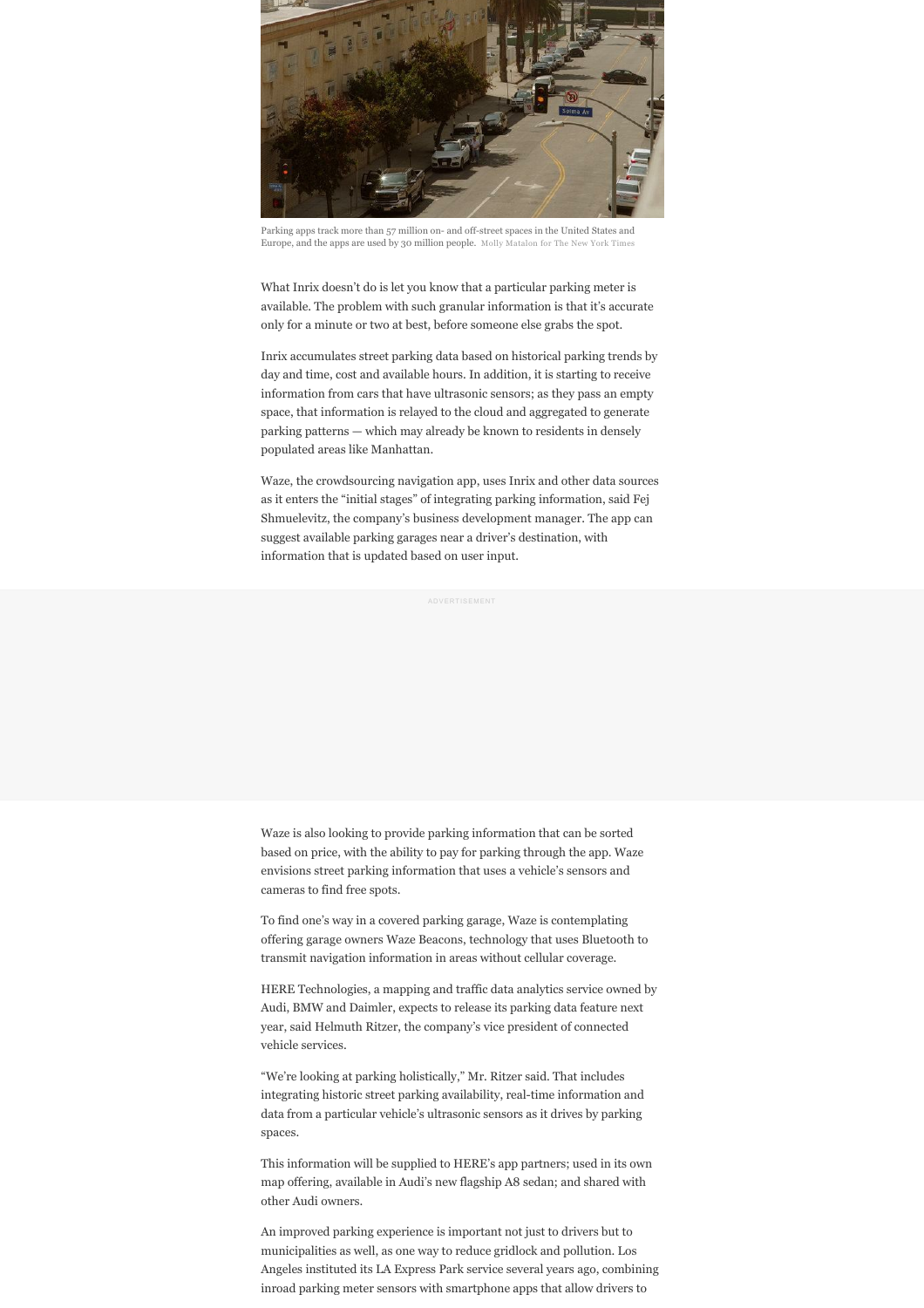Parking apps track more than 57 million on- and off-street spaces in the United States and Europe, and the apps are used by 30 million people. Molly Matalon for The New York Times

What Inrix doesn't do is let you know that a particular parking meter is available. The problem with such granular information is that it's accurate only for a minute or two at best, before someone else grabs the spot.

Inrix accumulates street parking data based on historical parking trends by day and time, cost and available hours. In addition, it is starting to receive information from cars that have ultrasonic sensors; as they pass an empty space, that information is relayed to the cloud and aggregated to generate parking patterns — which may already be known to residents in densely populated areas like Manhattan.

Waze, the crowdsourcing navigation app, uses Inrix and other data sources as it enters the "initial stages" of integrating parking information, said Fej Shmuelevitz, the company's business development manager. The app can suggest available parking garages near a driver's destination, with information that is updated based on user input.

Waze is also looking to provide parking information that can be sorted based on price, with the ability to pay for parking through the app. Waze envisions street parking information that uses a vehicle's sensors and cameras to find free spots.

To find one's way in a covered parking garage, Waze is contemplating offering garage owners Waze Beacons, technology that uses Bluetooth to transmit navigation information in areas without cellular coverage.

HERE Technologies, a mapping and traffic data analytics service owned by Audi, BMW and Daimler, expects to release its parking data feature next year, said Helmuth Ritzer, the company's vice president of connected vehicle services.

"We're looking at parking holistically," Mr. Ritzer said. That includes integrating historic street parking availability, real-time information and data from a particular vehicle's ultrasonic sensors as it drives by parking spaces.

This information will be supplied to HERE's app partners; used in its own map offering, available in Audi's new flagship A8 sedan; and shared with other Audi owners.

An improved parking experience is important not just to drivers but to municipalities as well, as one way to reduce gridlock and pollution. Los Angeles instituted its LA Express Park service several years ago, combining inroad parking meter sensors with smartphone apps that allow drivers to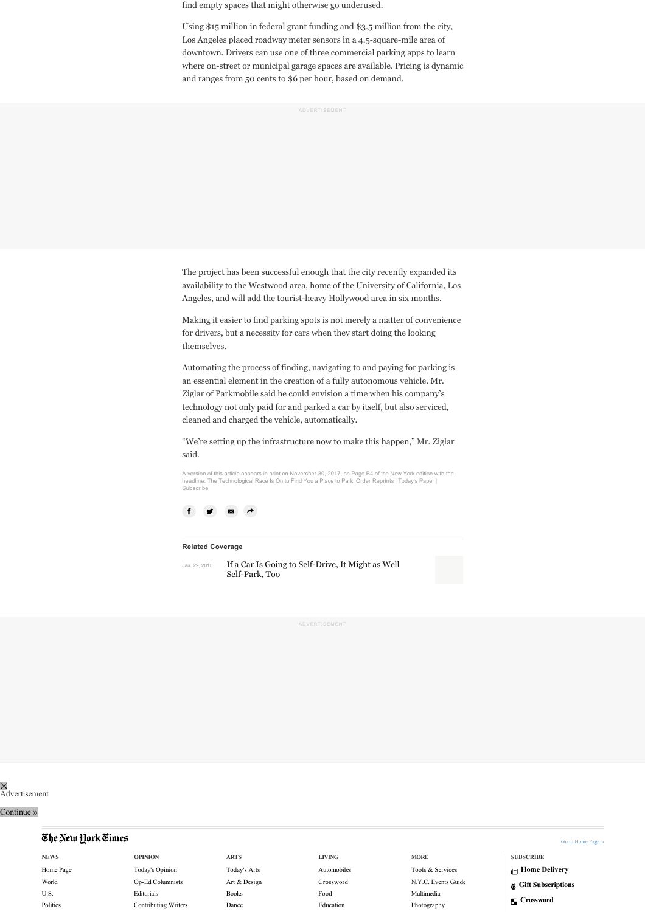find empty spaces that might otherwise go underused.

Using $15 million in federal grant funding and $3.5 million from the city, Los Angeles placed roadway meter sensors in a 4.5-square-mile area of downtown. Drivers can use one of three commercial parking apps to learn where on-street or municipal garage spaces are available. Pricing is dynamic and ranges from 50 cents to $6 per hour, based on demand.

The project has been successful enough that the city recently expanded its availability to the Westwood area, home of the University of California, Los Angeles, and will add the tourist-heavy Hollywood area in six months.

Making it easier to find parking spots is not merely a matter of convenience for drivers, but a necessity for cars when they start doing the looking themselves.

Automating the process of finding, navigating to and paying for parking is an essential element in the creation of a fully autonomous vehicle. Mr. Ziglar of Parkmobile said he could envision a time when his company's technology not only paid for and parked a car by itself, but also serviced, cleaned and charged the vehicle, automatically.

"We're setting up the infrastructure now to make this happen," Mr. Ziglar said.

A version of this article appears in print on November 30, 2017, on Page B4 of the New York edition with the headline: The Technological Race Is On to Find You a Place to Park. Order Reprints | Today's Paper | Subscribe

**Related Coverage**

Jan. 22, 2015 — If a Car Is Going to Self-Drive, It Might as Well Self-Park, Too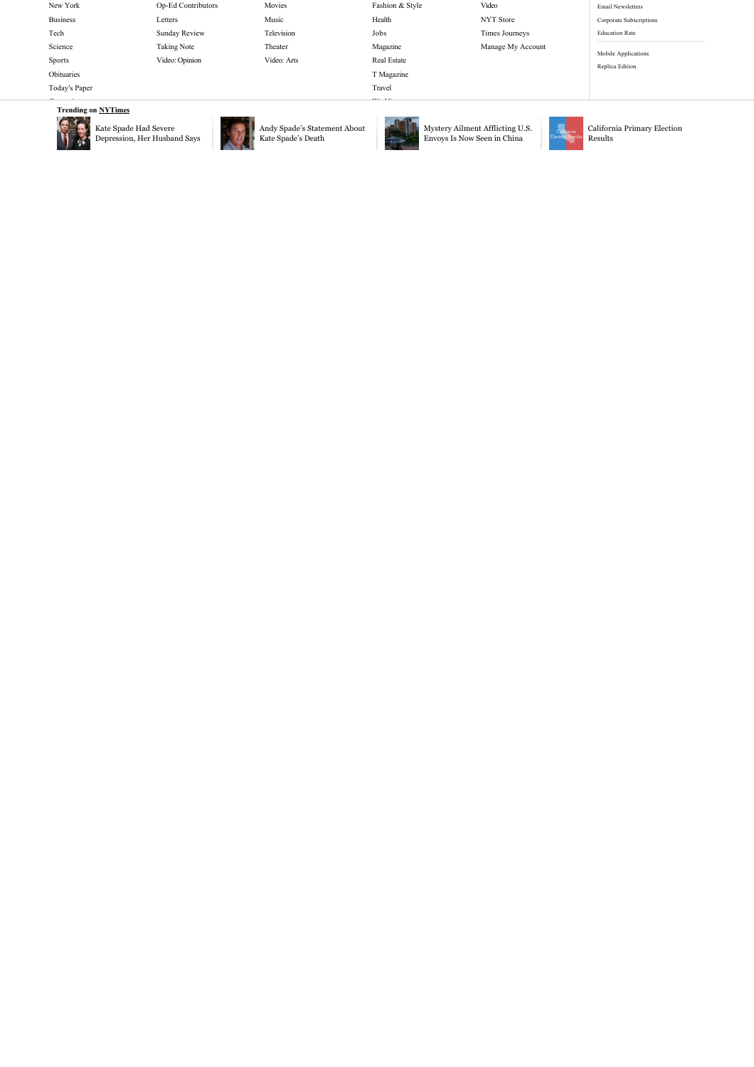New York
Business
Tech
Science
Sports
Obituaries
Today's Paper

Op-Ed Contributors
Letters
Sunday Review
Taking Note
Video: Opinion

Movies
Music
Television
Theater
Video: Arts

Fashion & Style
Health
Jobs
Magazine
Real Estate
T Magazine
Travel

Video
NYT Store
Times Journeys
Manage My Account

Email Newsletters
Corporate Subscriptions
Education Rate

Mobile Applications
Replica Edition

**Trending on NYTimes**

Kate Spade Had Severe Depression, Her Husband Says

Andy Spade's Statement About Kate Spade's Death

Mystery Ailment Afflicting U.S. Envoys Is Now Seen in China

California Primary Election Results